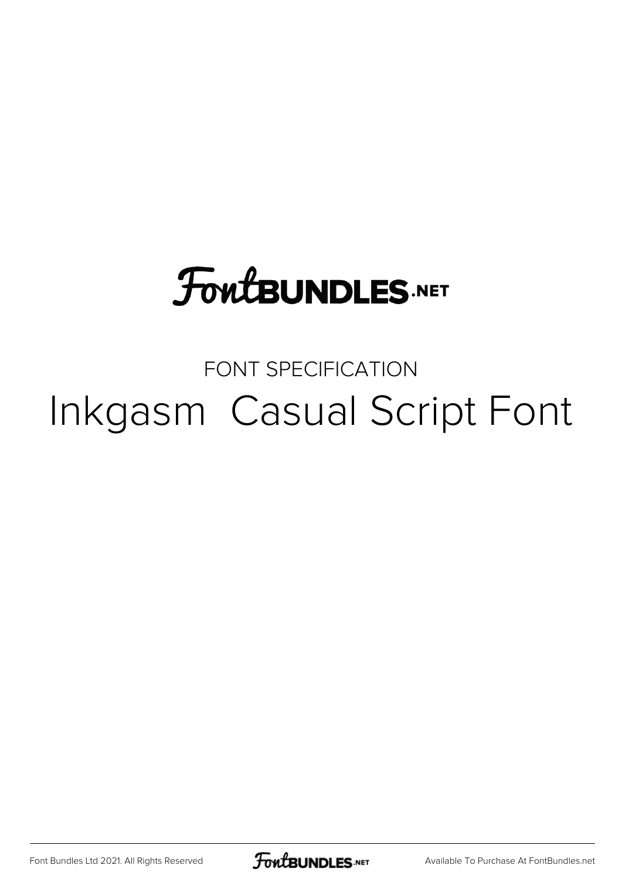FontBUNDLES.NET

FONT SPECIFICATION

# Inkgasm  Casual Script Font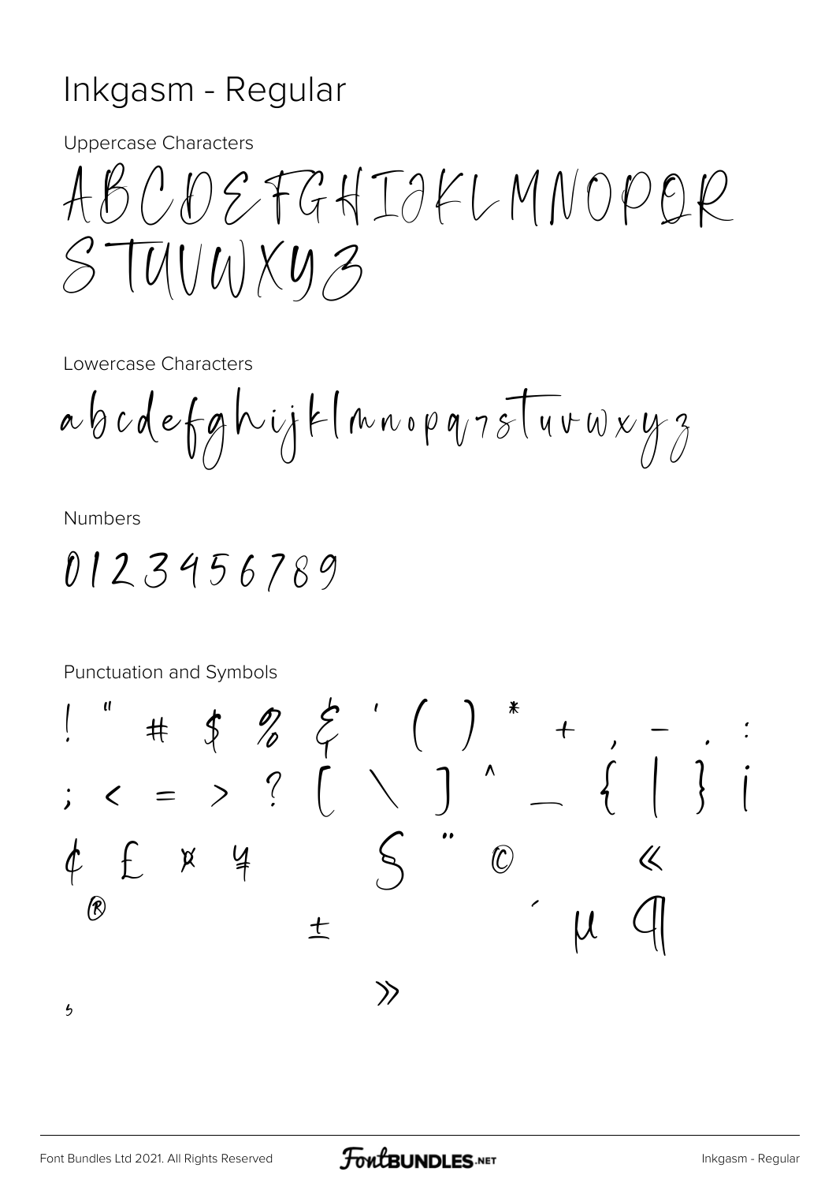# Inkgasm - Regular

Uppercase Characters

ABCDEFGHIJKLMNOPQR
STUVWXYZ

Lowercase Characters

abcdefghijklmnopqrstuvwxyz

Numbers

0123456789

Punctuation and Symbols

! " # $ % & ' ( ) * + , - . :
; < = > ? [ \ ] ^ _ { | } ¡
¢ £ ¤ ¥ § ¨ © «
® ± ´ µ ¶
¸ »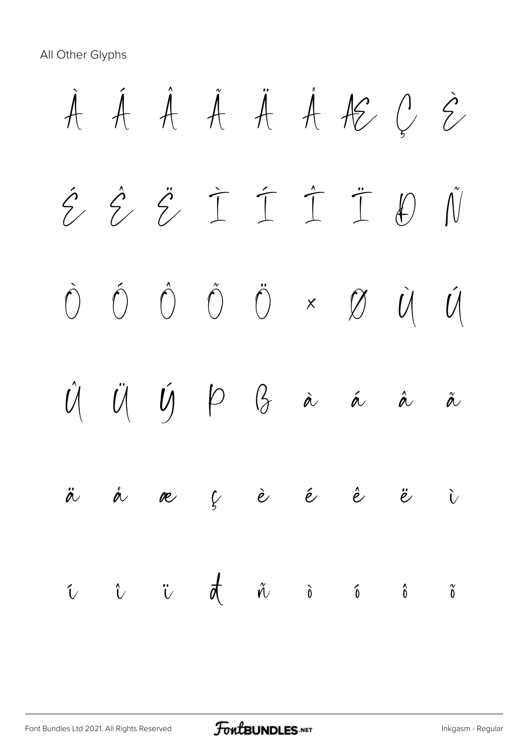All Other Glyphs

À Á Â Ã Ä Å Æ Ç È

É Ê Ë Ì Í Î Ï Ð Ñ

Ò Ó Ô Õ Ö × Ø Ù Ú

Û Ü Ý Þ ß à á â ã

ä å æ ç è é ê ë ì

í î ï ð ñ ò ó ô õ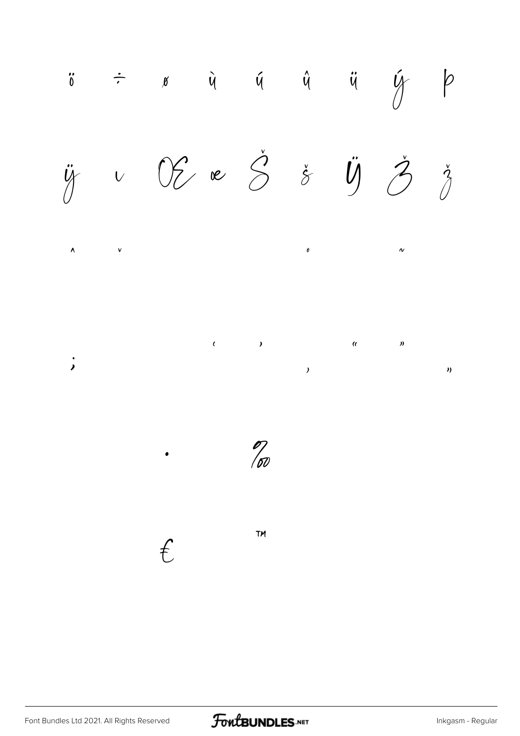ö ÷ ø ù ú û ü ý þ

ÿ ı Œ œ Š š Ÿ Ž ž

ˆ ˇ ˚ ˜

; ‘ ’ ‚ “ ” „

• ‰

€ ™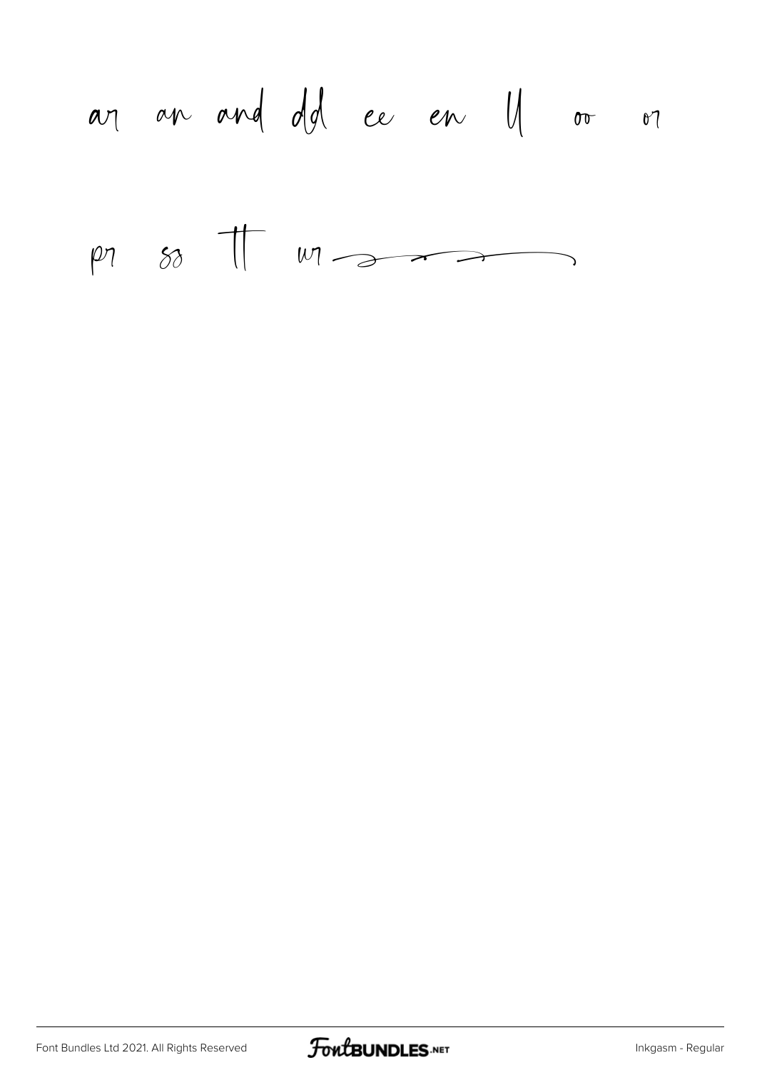ar an and dd ee en ll oo or

pr ss tt wr